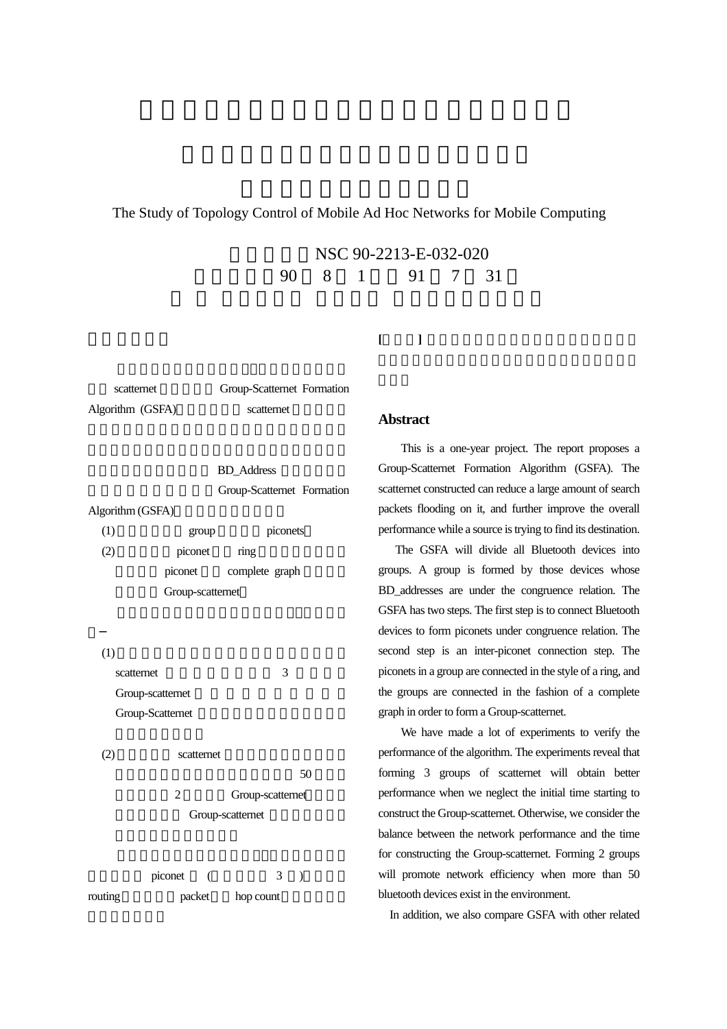The Study of Topology Control of Mobile Ad Hoc Networks for Mobile Computing

NSC 90-2213-E-032-020

90 8 1 91 7 31

scatternet Group-Scatternet Formation Algorithm (GSFA) scatternet

BD_Address Group-Scatternet Formation Algorithm (GSFA)

(1) group piconets

(2) piconet ring piconet complete graph Group-scatternet

(1) scatternet 3 Group-scatternet Group-Scatternet

(2) scatternet 50 2 Group-scatternet Group-scatternet

piconet ( 3 ) routing packet hop count

[ ]

## Abstract

This is a one-year project. The report proposes a Group-Scatternet Formation Algorithm (GSFA). The scatternet constructed can reduce a large amount of search packets flooding on it, and further improve the overall performance while a source is trying to find its destination.

The GSFA will divide all Bluetooth devices into groups. A group is formed by those devices whose BD_addresses are under the congruence relation. The GSFA has two steps. The first step is to connect Bluetooth devices to form piconets under congruence relation. The second step is an inter-piconet connection step. The piconets in a group are connected in the style of a ring, and the groups are connected in the fashion of a complete graph in order to form a Group-scatternet.

We have made a lot of experiments to verify the performance of the algorithm. The experiments reveal that forming 3 groups of scatternet will obtain better performance when we neglect the initial time starting to construct the Group-scatternet. Otherwise, we consider the balance between the network performance and the time for constructing the Group-scatternet. Forming 2 groups will promote network efficiency when more than 50 bluetooth devices exist in the environment.

In addition, we also compare GSFA with other related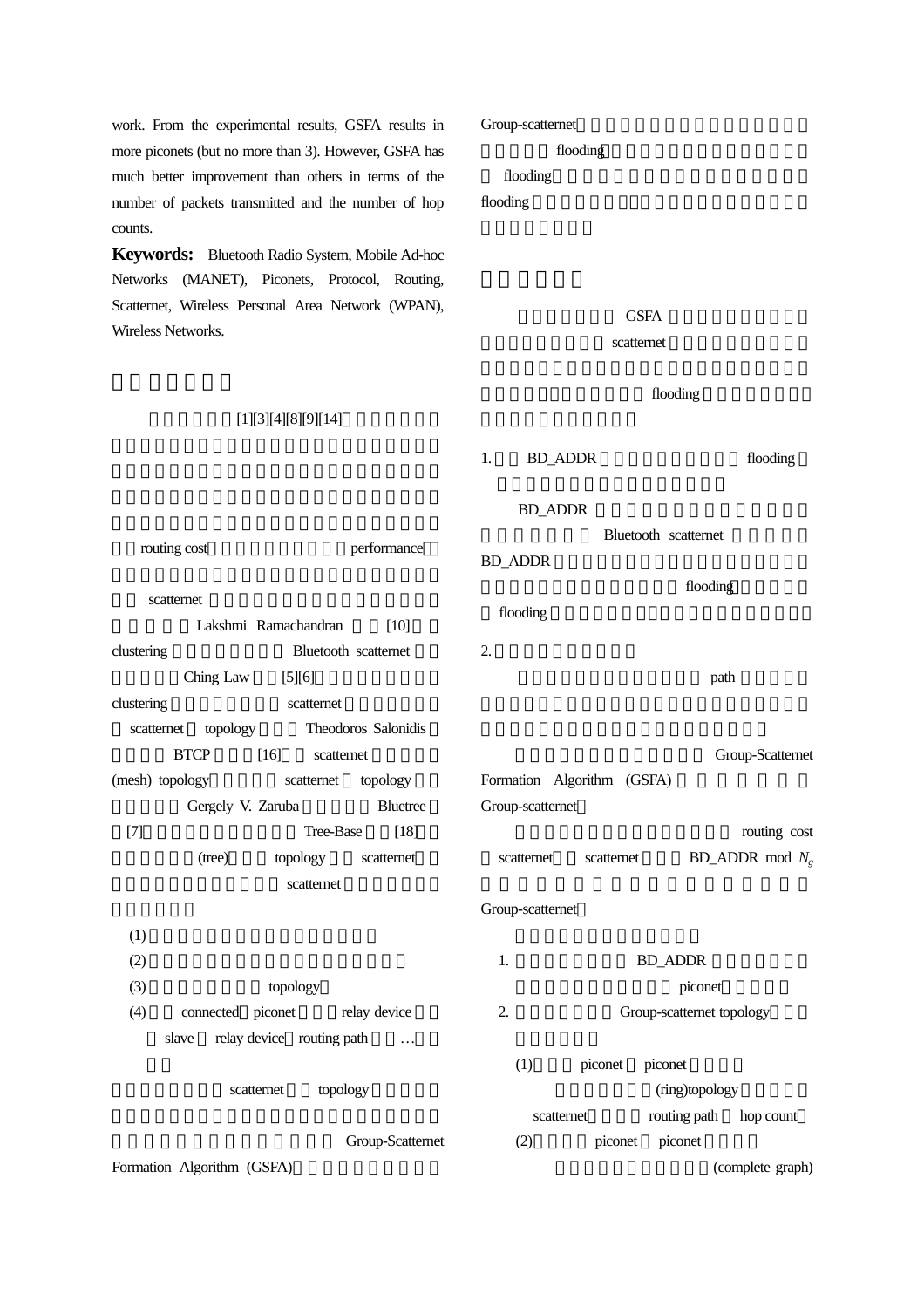work. From the experimental results, GSFA results in more piconets (but no more than 3). However, GSFA has much better improvement than others in terms of the number of packets transmitted and the number of hop counts.

**Keywords:** Bluetooth Radio System, Mobile Ad-hoc Networks (MANET), Piconets, Protocol, Routing, Scatternet, Wireless Personal Area Network (WPAN), Wireless Networks.

[1][3][4][8][9][14]

routing cost performance

scatternet

Lakshmi Ramachandran [10]

clustering Bluetooth scatternet

Ching Law [5][6]

clustering scatternet

scatternet topology Theodoros Salonidis

BTCP [16] scatternet

(mesh) topology scatternet topology

Gergely V. Zaruba Bluetree

[7] Tree-Base [18]

(tree) topology scatternet

scatternet

(1)

(2)

(3) topology

(4) connected piconet relay device

slave relay device routing path …

scatternet topology

Group-Scatternet Formation Algorithm (GSFA)

Group-scatternet

flooding

flooding

flooding

GSFA

scatternet

flooding

1. BD_ADDR flooding

BD_ADDR

Bluetooth scatternet

BD_ADDR

flooding

flooding

2.

path

Group-Scatternet Formation Algorithm (GSFA)

Group-scatternet

routing cost

scatternet scatternet BD_ADDR mod $N_g$

Group-scatternet

1. BD_ADDR

piconet

2. Group-scatternet topology

(1) piconet piconet

(ring)topology

scatternet routing path hop count

(2) piconet piconet

(complete graph)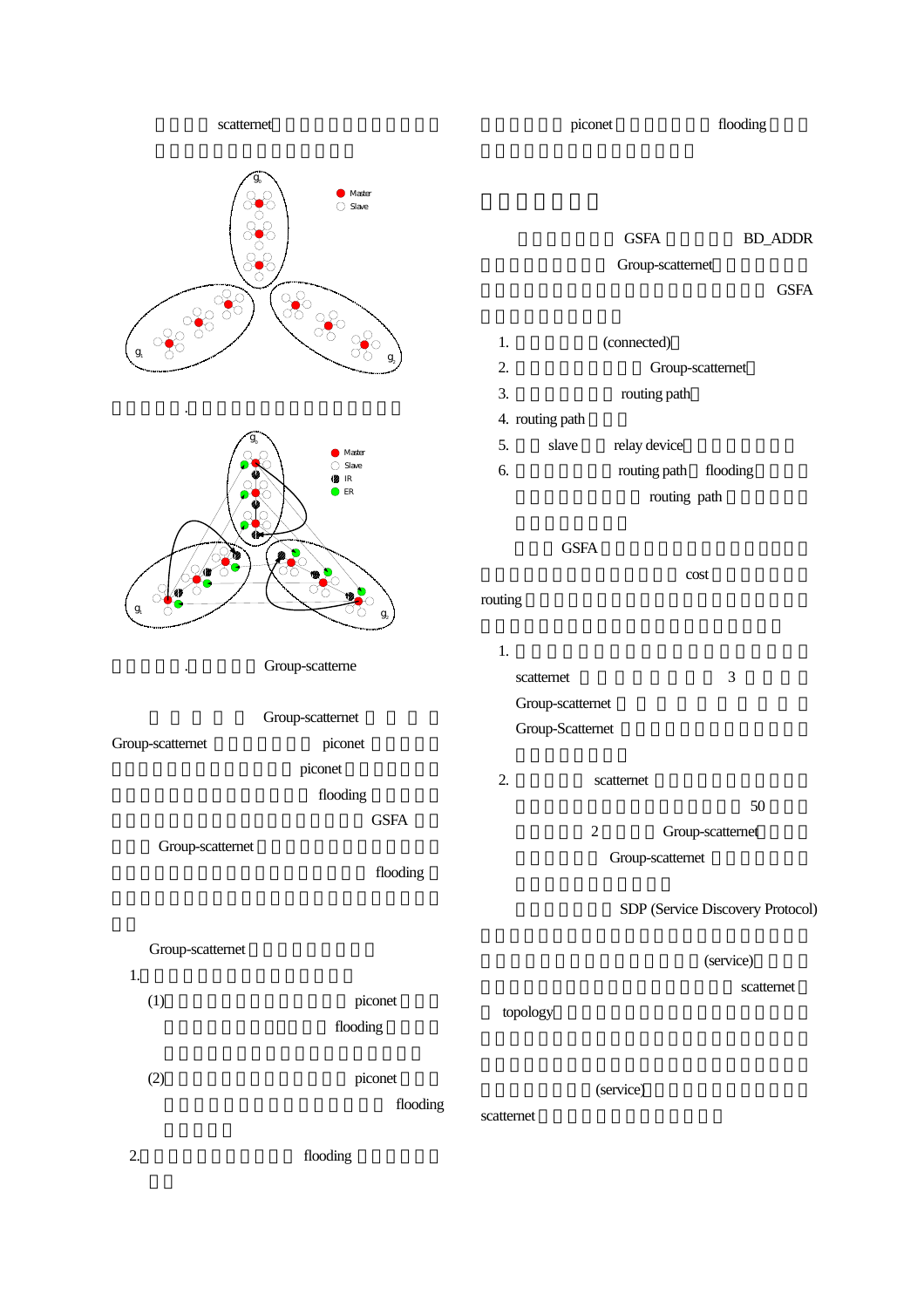scatternet

piconet flooding

GSFA BD_ADDR

Group-scatternet

GSFA

1. (connected)
2. Group-scatternet
3. routing path
4. routing path
5. slave relay device
6. routing path flooding

routing path

GSFA

cost

routing

1. scatternet 3

Group-scatternet

Group-Scatternet

2. scatternet

50

2 Group-scatternet

Group-scatternet

SDP (Service Discovery Protocol)

(service)

scatternet

topology

(service)

scatternet

Group-scatterne

Group-scatternet

Group-scatternet piconet

piconet

flooding

GSFA

Group-scatternet

flooding

Group-scatternet

1.

(1) piconet

flooding

(2) piconet

flooding

2. flooding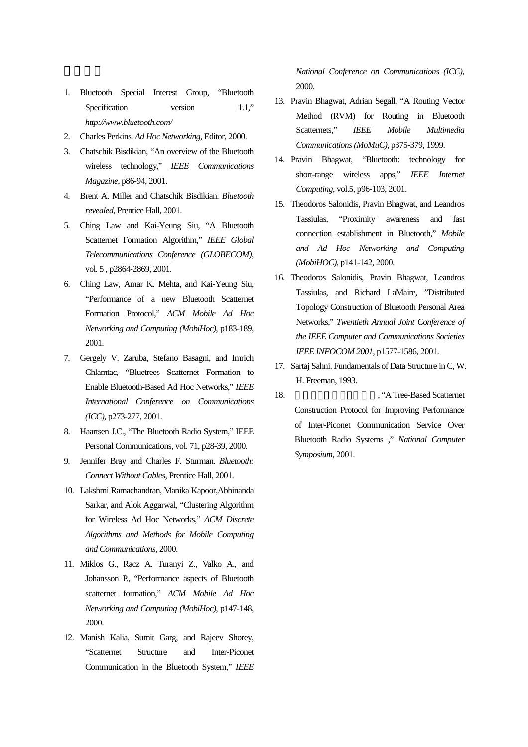# □□□□

1. Bluetooth Special Interest Group, “Bluetooth Specification version 1.1,” *http://www.bluetooth.com/*
2. Charles Perkins. *Ad Hoc Networking*, Editor, 2000.
3. Chatschik Bisdikian, “An overview of the Bluetooth wireless technology,” *IEEE Communications Magazine*, p86-94, 2001.
4. Brent A. Miller and Chatschik Bisdikian. *Bluetooth revealed*, Prentice Hall, 2001.
5. Ching Law and Kai-Yeung Siu, “A Bluetooth Scatternet Formation Algorithm,” *IEEE Global Telecommunications Conference (GLOBECOM)*, vol. 5 , p2864-2869, 2001.
6. Ching Law, Amar K. Mehta, and Kai-Yeung Siu, “Performance of a new Bluetooth Scatternet Formation Protocol,” *ACM Mobile Ad Hoc Networking and Computing (MobiHoc)*, p183-189, 2001.
7. Gergely V. Zaruba, Stefano Basagni, and Imrich Chlamtac, “Bluetrees Scatternet Formation to Enable Bluetooth-Based Ad Hoc Networks,” *IEEE International Conference on Communications (ICC)*, p273-277, 2001.
8. Haartsen J.C., “The Bluetooth Radio System,” IEEE Personal Communications, vol. 71, p28-39, 2000.
9. Jennifer Bray and Charles F. Sturman. *Bluetooth: Connect Without Cables*, Prentice Hall, 2001.
10. Lakshmi Ramachandran, Manika Kapoor,Abhinanda Sarkar, and Alok Aggarwal, “Clustering Algorithm for Wireless Ad Hoc Networks,” *ACM Discrete Algorithms and Methods for Mobile Computing and Communications*, 2000.
11. Miklos G., Racz A. Turanyi Z., Valko A., and Johansson P., “Performance aspects of Bluetooth scatternet formation,” *ACM Mobile Ad Hoc Networking and Computing (MobiHoc)*, p147-148, 2000.
12. Manish Kalia, Sumit Garg, and Rajeev Shorey, “Scatternet Structure and Inter-Piconet Communication in the Bluetooth System,” *IEEE National Conference on Communications (ICC)*, 2000.
13. Pravin Bhagwat, Adrian Segall, “A Routing Vector Method (RVM) for Routing in Bluetooth Scatternets,” *IEEE Mobile Multimedia Communications (MoMuC)*, p375-379, 1999.
14. Pravin Bhagwat, “Bluetooth: technology for short-range wireless apps,” *IEEE Internet Computing*, vol.5, p96-103, 2001.
15. Theodoros Salonidis, Pravin Bhagwat, and Leandros Tassiulas, “Proximity awareness and fast connection establishment in Bluetooth,” *Mobile and Ad Hoc Networking and Computing (MobiHOC)*, p141-142, 2000.
16. Theodoros Salonidis, Pravin Bhagwat, Leandros Tassiulas, and Richard LaMaire, ”Distributed Topology Construction of Bluetooth Personal Area Networks,” *Twentieth Annual Joint Conference of the IEEE Computer and Communications Societies IEEE INFOCOM 2001*, p1577-1586, 2001.
17. Sartaj Sahni. Fundamentals of Data Structure in C, W. H. Freeman, 1993.
18. □□□□□□□□□□, “A Tree-Based Scatternet Construction Protocol for Improving Performance of Inter-Piconet Communication Service Over Bluetooth Radio Systems ,” *National Computer Symposium*, 2001.